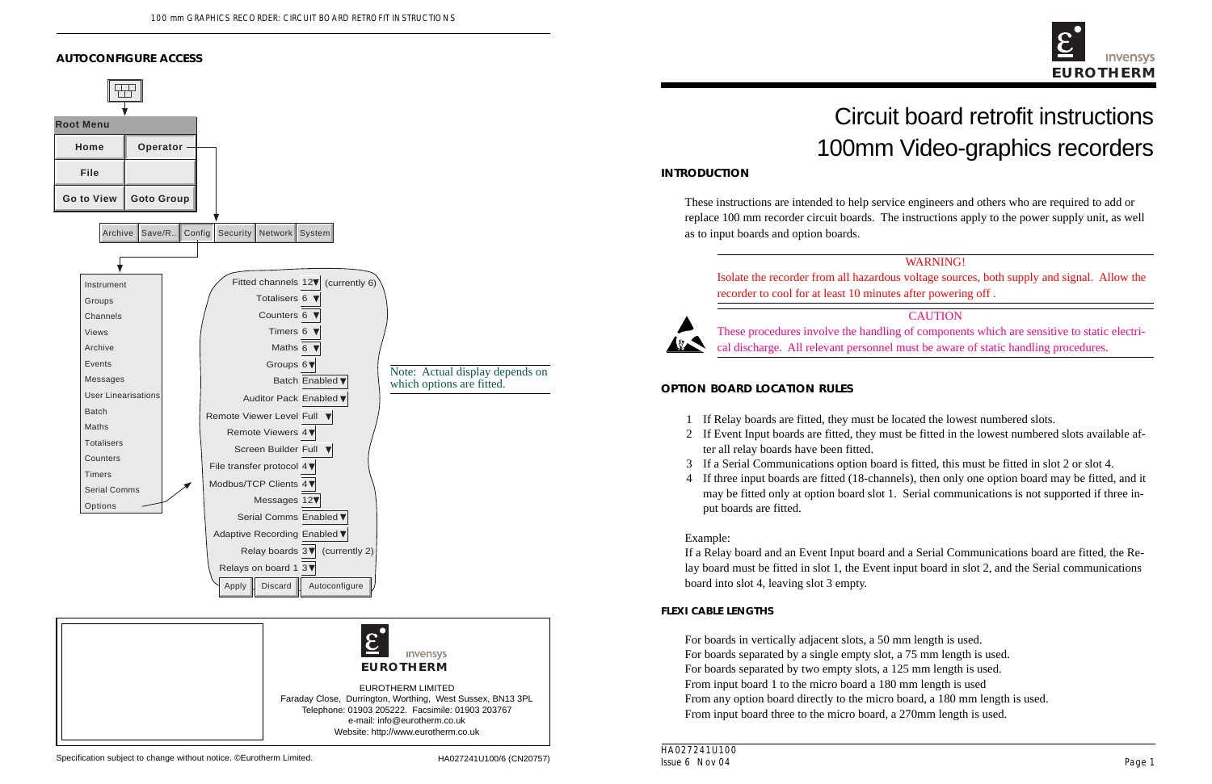# Circuit board retrofit instructions
# 100mm Video-graphics recorders

## INTRODUCTION

These instructions are intended to help service engineers and others who are required to add or replace 100 mm recorder circuit boards. The instructions apply to the power supply unit, as well as to input boards and option boards.

**WARNING!**

Isolate the recorder from all hazardous voltage sources, both supply and signal. Allow the recorder to cool for at least 10 minutes after powering off .

**CAUTION**

These procedures involve the handling of components which are sensitive to static electrical discharge. All relevant personnel must be aware of static handling procedures.

## OPTION BOARD LOCATION RULES

1. If Relay boards are fitted, they must be located the lowest numbered slots.
2. If Event Input boards are fitted, they must be fitted in the lowest numbered slots available after all relay boards have been fitted.
3. If a Serial Communications option board is fitted, this must be fitted in slot 2 or slot 4.
4. If three input boards are fitted (18-channels), then only one option board may be fitted, and it may be fitted only at option board slot 1. Serial communications is not supported if three input boards are fitted.

Example:

If a Relay board and an Event Input board and a Serial Communications board are fitted, the Relay board must be fitted in slot 1, the Event input board in slot 2, and the Serial communications board into slot 4, leaving slot 3 empty.

## FLEXI CABLE LENGTHS

For boards in vertically adjacent slots, a 50 mm length is used.
For boards separated by a single empty slot, a 75 mm length is used.
For boards separated by two empty slots, a 125 mm length is used.
From input board 1 to the micro board a 180 mm length is used
From any option board directly to the micro board, a 180 mm length is used.
From input board three to the micro board, a 270mm length is used.

## AUTOCONFIGURE ACCESS

Root Menu: Home | Operator | File | Go to View | Goto Group

Operator → Archive | Save/R.. | Config | Security | Network | System

Config → Instrument, Groups, Channels, Views, Archive, Events, Messages, User Linearisations, Batch, Maths, Totalisers, Counters, Timers, Serial Comms, Options

Options:

- Fitted channels 12 (currently 6)
- Totalisers 6
- Counters 6
- Timers 6
- Maths 6
- Groups 6
- Batch Enabled
- Auditor Pack Enabled
- Remote Viewer Level Full
- Remote Viewers 4
- Screen Builder Full
- File transfer protocol 4
- Modbus/TCP Clients 4
- Messages 12
- Serial Comms Enabled
- Adaptive Recording Enabled
- Relay boards 3 (currently 2)
- Relays on board 1 3

Apply | Discard | Autoconfigure

Note: Actual display depends on which options are fitted.

EUROTHERM LIMITED
Faraday Close, Durrington, Worthing, West Sussex, BN13 3PL
Telephone: 01903 205222. Facsimile: 01903 203767
e-mail: info@eurotherm.co.uk
Website: http://www.eurotherm.co.uk

Specification subject to change without notice. ©Eurotherm Limited. HA027241U100/6 (CN20757)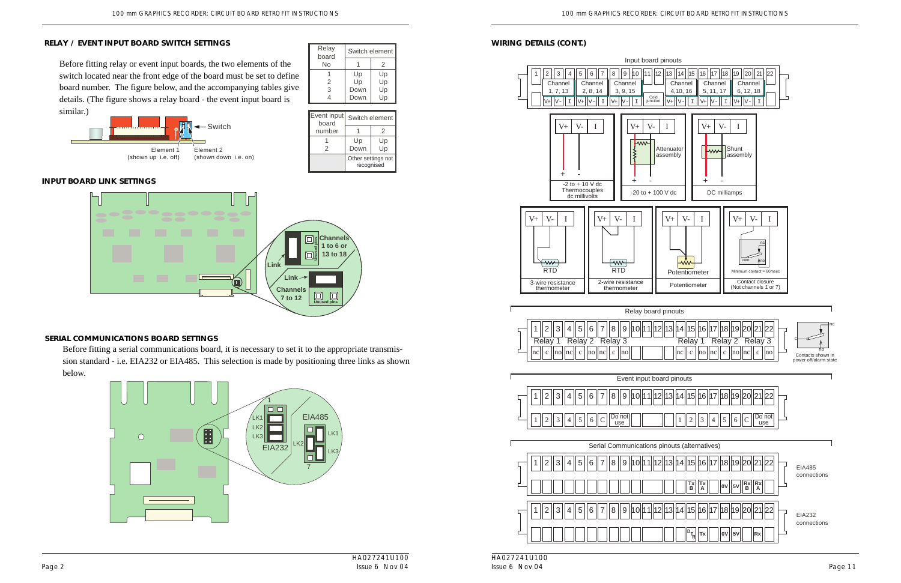## RELAY / EVENT INPUT BOARD SWITCH SETTINGS

Before fitting relay or event input boards, the two elements of the switch located near the front edge of the board must be set to define board number. The figure below, and the accompanying tables give details. (The figure shows a relay board - the event input board is similar.)

Switch

Element 1 (shown up i.e. off) Element 2 (shown down i.e. on)

| Relay board No | Switch element 1 | Switch element 2 |
|---|---|---|
| 1 | Up | Up |
| 2 | Up | Up |
| 3 | Down | Up |
| 4 | Down | Up |

| Event input board number | Switch element 1 | Switch element 2 |
|---|---|---|
| 1 | Up | Up |
| 2 | Down | Up |
| | Other settings not recognised | |

## INPUT BOARD LINK SETTINGS

Link — Channels 1 to 6 or 13 to 18 — Unused pins

Link — Channels 7 to 12 — Unused pins

## SERIAL COMMUNICATIONS BOARD SETTINGS

Before fitting a serial communications board, it is necessary to set it to the appropriate transmission standard - i.e. EIA232 or EIA485. This selection is made by positioning three links as shown below.

LK1, LK2, LK3 — EIA232; EIA485 — LK1, LK2, LK3

## WIRING DETAILS (CONT.)

**Input board pinouts**

Pins 1–22: Channel 1, 7, 13; Channel 2, 8, 14; Channel 3, 9, 15; Cold junction; Channel 4, 10, 16; Channel 5, 11, 17; Channel 6, 12, 18 (each V+ V- I)

- -2 to + 10 V dc Thermocouples dc millivolts
- -20 to + 100 V dc (Attenuator assembly)
- DC milliamps (Shunt assembly)
- 3-wire resistance thermometer (RTD)
- 2-wire resistance thermometer (RTD)
- Potentiometer
- Contact closure (Not channels 1 or 7) — Minimum contact = 60msec

**Relay board pinouts**

Relay 1, Relay 2, Relay 3 (nc c no) on pins 1–9 and 14–22. Contacts shown in power off/alarm state.

**Event input board pinouts**

1 2 3 4 5 6 C, Do not use; 1 2 3 4 5 6 C, Do not use

**Serial Communications pinouts (alternatives)**

EIA485 connections: Tx B, Tx A, 0V, 5V, Rx B, Rx A

EIA232 connections: DTR, Tx, 0V, 5V, Rx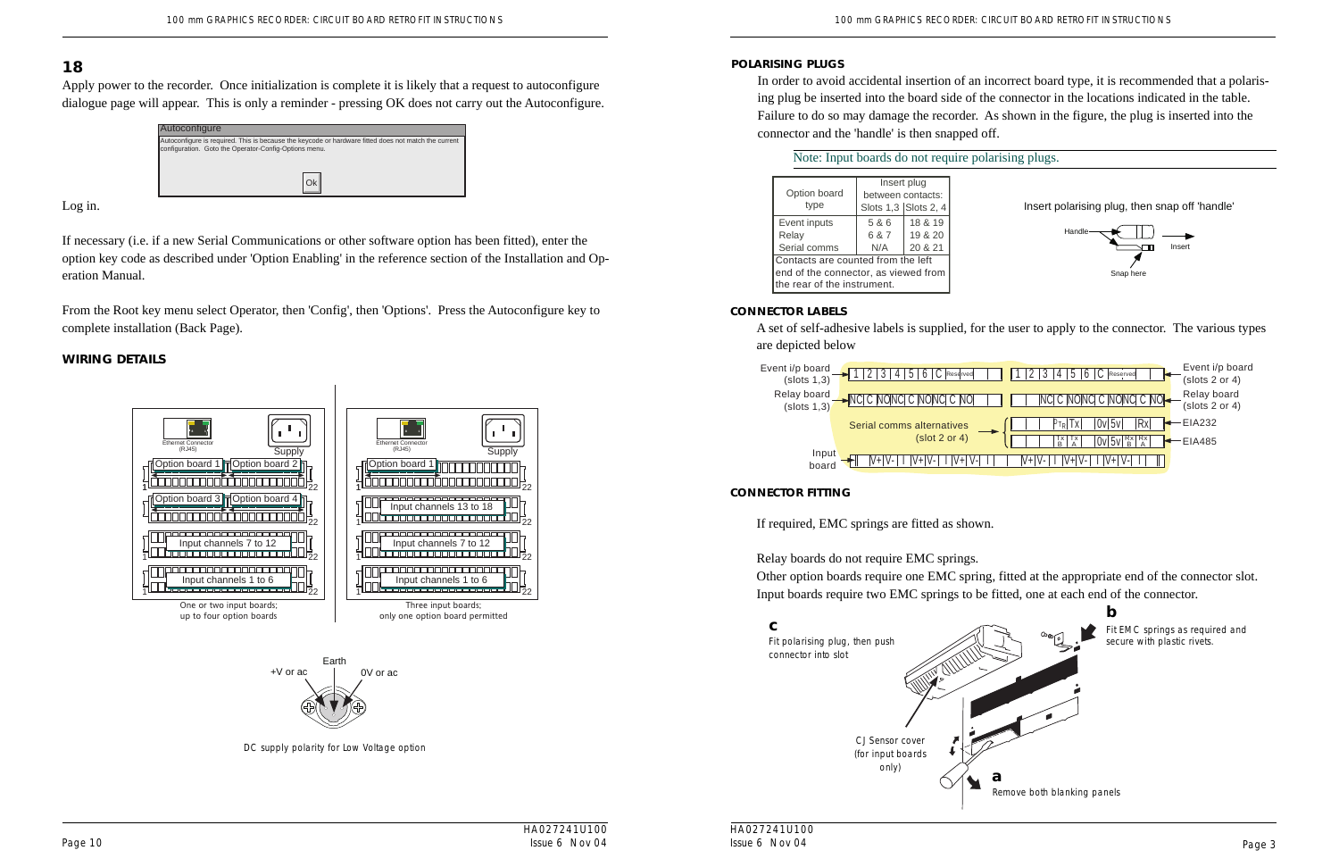## 18

Apply power to the recorder. Once initialization is complete it is likely that a request to autoconfigure dialogue page will appear. This is only a reminder - pressing OK does not carry out the Autoconfigure.

Autoconfigure

Autoconfigure is required. This is because the keycode or hardware fitted does not match the current configuration. Goto the Operator-Config-Options menu.

Ok

Log in.

If necessary (i.e. if a new Serial Communications or other software option has been fitted), enter the option key code as described under 'Option Enabling' in the reference section of the Installation and Operation Manual.

From the Root key menu select Operator, then 'Config', then 'Options'. Press the Autoconfigure key to complete installation (Back Page).

### WIRING DETAILS

One or two input boards; up to four option boards

Three input boards; only one option board permitted

DC supply polarity for Low Voltage option

### POLARISING PLUGS

In order to avoid accidental insertion of an incorrect board type, it is recommended that a polarising plug be inserted into the board side of the connector in the locations indicated in the table. Failure to do so may damage the recorder. As shown in the figure, the plug is inserted into the connector and the 'handle' is then snapped off.

Note: Input boards do not require polarising plugs.

| Option board type | Insert plug between contacts: | |
|---|---|---|
| | Slots 1,3 | Slots 2, 4 |
| Event inputs | 5 & 6 | 18 & 19 |
| Relay | 6 & 7 | 19 & 20 |
| Serial comms | N/A | 20 & 21 |

Contacts are counted from the left end of the connector, as viewed from the rear of the instrument.

Insert polarising plug, then snap off 'handle'

### CONNECTOR LABELS

A set of self-adhesive labels is supplied, for the user to apply to the connector. The various types are depicted below

### CONNECTOR FITTING

If required, EMC springs are fitted as shown.

Relay boards do not require EMC springs.

Other option boards require one EMC spring, fitted at the appropriate end of the connector slot.

Input boards require two EMC springs to be fitted, one at each end of the connector.

**a** Remove both blanking panels

**b** Fit EMC springs as required and secure with plastic rivets.

**c** Fit polarising plug, then push connector into slot

CJ Sensor cover (for input boards only)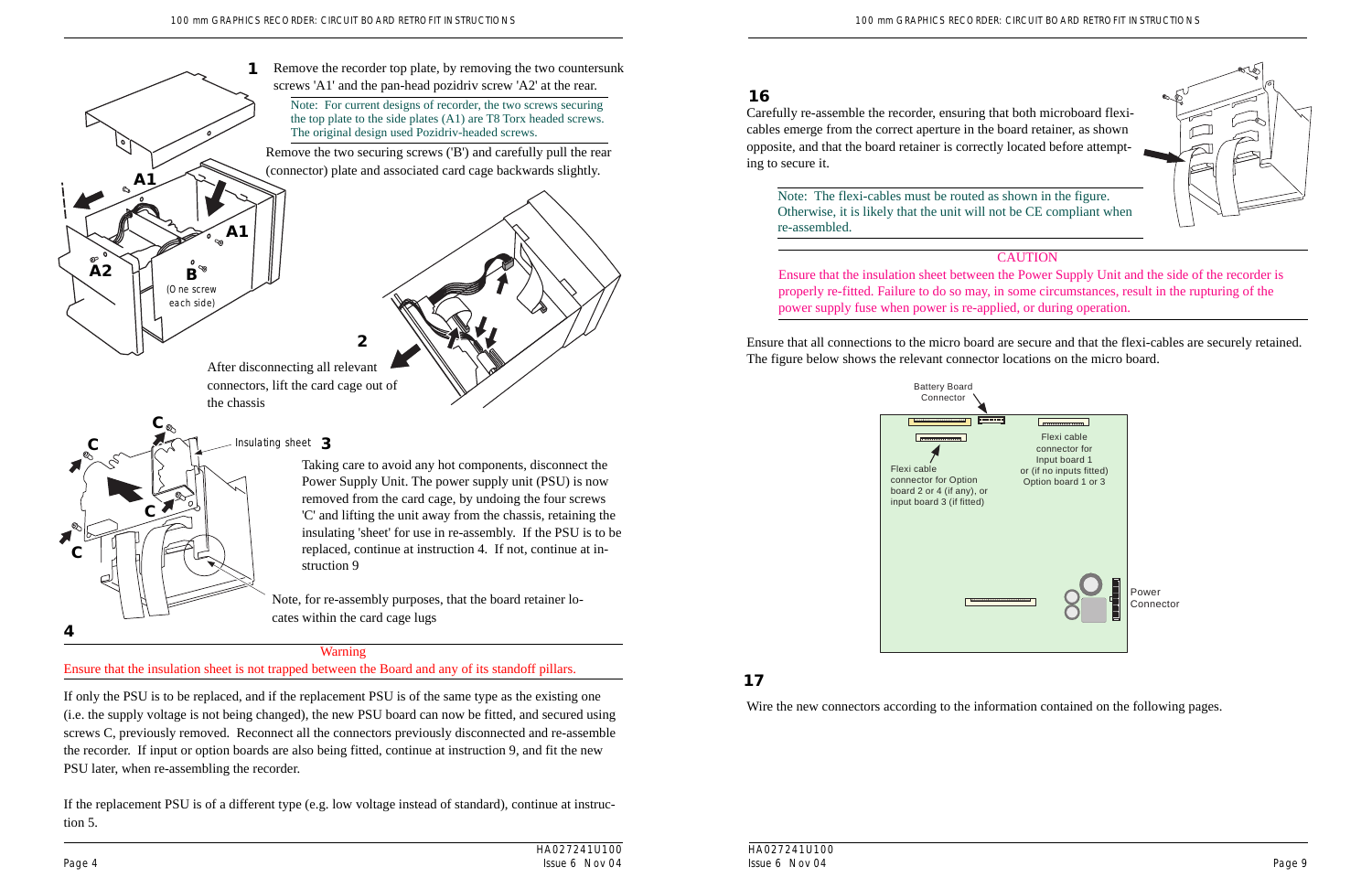**1** Remove the recorder top plate, by removing the two countersunk screws 'A1' and the pan-head pozidriv screw 'A2' at the rear.

Note: For current designs of recorder, the two screws securing the top plate to the side plates (A1) are T8 Torx headed screws. The original design used Pozidriv-headed screws.

Remove the two securing screws ('B') and carefully pull the rear (connector) plate and associated card cage backwards slightly.

A1 A1 A2 B (One screw each side)

**2**

After disconnecting all relevant connectors, lift the card cage out of the chassis

C C C C Insulating sheet **3**

Taking care to avoid any hot components, disconnect the Power Supply Unit. The power supply unit (PSU) is now removed from the card cage, by undoing the four screws 'C' and lifting the unit away from the chassis, retaining the insulating 'sheet' for use in re-assembly. If the PSU is to be replaced, continue at instruction 4. If not, continue at instruction 9

Note, for re-assembly purposes, that the board retainer locates within the card cage lugs

**4**

**Warning**

Ensure that the insulation sheet is not trapped between the Board and any of its standoff pillars.

If only the PSU is to be replaced, and if the replacement PSU is of the same type as the existing one (i.e. the supply voltage is not being changed), the new PSU board can now be fitted, and secured using screws C, previously removed. Reconnect all the connectors previously disconnected and re-assemble the recorder. If input or option boards are also being fitted, continue at instruction 9, and fit the new PSU later, when re-assembling the recorder.

If the replacement PSU is of a different type (e.g. low voltage instead of standard), continue at instruction 5.

## 16

Carefully re-assemble the recorder, ensuring that both microboard flexi-cables emerge from the correct aperture in the board retainer, as shown opposite, and that the board retainer is correctly located before attempting to secure it.

Note: The flexi-cables must be routed as shown in the figure. Otherwise, it is likely that the unit will not be CE compliant when re-assembled.

**CAUTION**

Ensure that the insulation sheet between the Power Supply Unit and the side of the recorder is properly re-fitted. Failure to do so may, in some circumstances, result in the rupturing of the power supply fuse when power is re-applied, or during operation.

Ensure that all connections to the micro board are secure and that the flexi-cables are securely retained. The figure below shows the relevant connector locations on the micro board.

Battery Board Connector

Flexi cable connector for Input board 1 or (if no inputs fitted) Option board 1 or 3

Flexi cable connector for Option board 2 or 4 (if any), or input board 3 (if fitted)

Power Connector

## 17

Wire the new connectors according to the information contained on the following pages.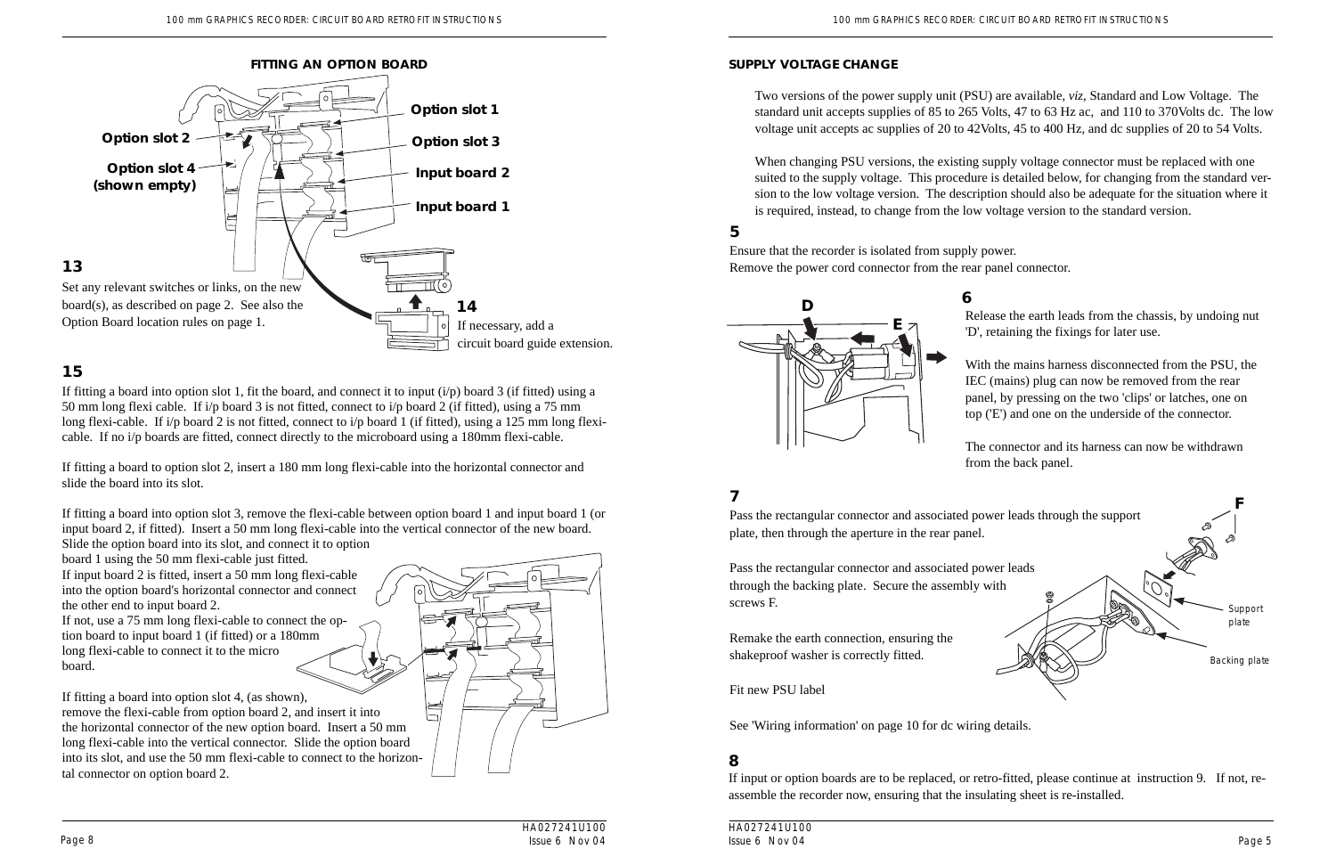## FITTING AN OPTION BOARD

Option slot 1

Option slot 2

Option slot 3

Option slot 4 (shown empty)

Input board 2

Input board 1

### 13

Set any relevant switches or links, on the new board(s), as described on page 2. See also the Option Board location rules on page 1.

### 14

If necessary, add a circuit board guide extension.

### 15

If fitting a board into option slot 1, fit the board, and connect it to input (i/p) board 3 (if fitted) using a 50 mm long flexi cable. If i/p board 3 is not fitted, connect to i/p board 2 (if fitted), using a 75 mm long flexi-cable. If i/p board 2 is not fitted, connect to i/p board 1 (if fitted), using a 125 mm long flexi-cable. If no i/p boards are fitted, connect directly to the microboard using a 180mm flexi-cable.

If fitting a board to option slot 2, insert a 180 mm long flexi-cable into the horizontal connector and slide the board into its slot.

If fitting a board into option slot 3, remove the flexi-cable between option board 1 and input board 1 (or input board 2, if fitted). Insert a 50 mm long flexi-cable into the vertical connector of the new board. Slide the option board into its slot, and connect it to option board 1 using the 50 mm flexi-cable just fitted.
If input board 2 is fitted, insert a 50 mm long flexi-cable into the option board's horizontal connector and connect the other end to input board 2.
If not, use a 75 mm long flexi-cable to connect the option board to input board 1 (if fitted) or a 180mm long flexi-cable to connect it to the micro board.

If fitting a board into option slot 4, (as shown), remove the flexi-cable from option board 2, and insert it into the horizontal connector of the new option board. Insert a 50 mm long flexi-cable into the vertical connector. Slide the option board into its slot, and use the 50 mm flexi-cable to connect to the horizontal connector on option board 2.

## SUPPLY VOLTAGE CHANGE

Two versions of the power supply unit (PSU) are available, *viz*, Standard and Low Voltage. The standard unit accepts supplies of 85 to 265 Volts, 47 to 63 Hz ac, and 110 to 370Volts dc. The low voltage unit accepts ac supplies of 20 to 42Volts, 45 to 400 Hz, and dc supplies of 20 to 54 Volts.

When changing PSU versions, the existing supply voltage connector must be replaced with one suited to the supply voltage. This procedure is detailed below, for changing from the standard version to the low voltage version. The description should also be adequate for the situation where it is required, instead, to change from the low voltage version to the standard version.

### 5

Ensure that the recorder is isolated from supply power.
Remove the power cord connector from the rear panel connector.

### 6

Release the earth leads from the chassis, by undoing nut 'D', retaining the fixings for later use.

With the mains harness disconnected from the PSU, the IEC (mains) plug can now be removed from the rear panel, by pressing on the two 'clips' or latches, one on top ('E') and one on the underside of the connector.

The connector and its harness can now be withdrawn from the back panel.

### 7

Pass the rectangular connector and associated power leads through the support plate, then through the aperture in the rear panel.

Pass the rectangular connector and associated power leads through the backing plate. Secure the assembly with screws F.

Remake the earth connection, ensuring the shakeproof washer is correctly fitted.

Fit new PSU label

Support plate

Backing plate

See 'Wiring information' on page 10 for dc wiring details.

### 8

If input or option boards are to be replaced, or retro-fitted, please continue at instruction 9. If not, re-assemble the recorder now, ensuring that the insulating sheet is re-installed.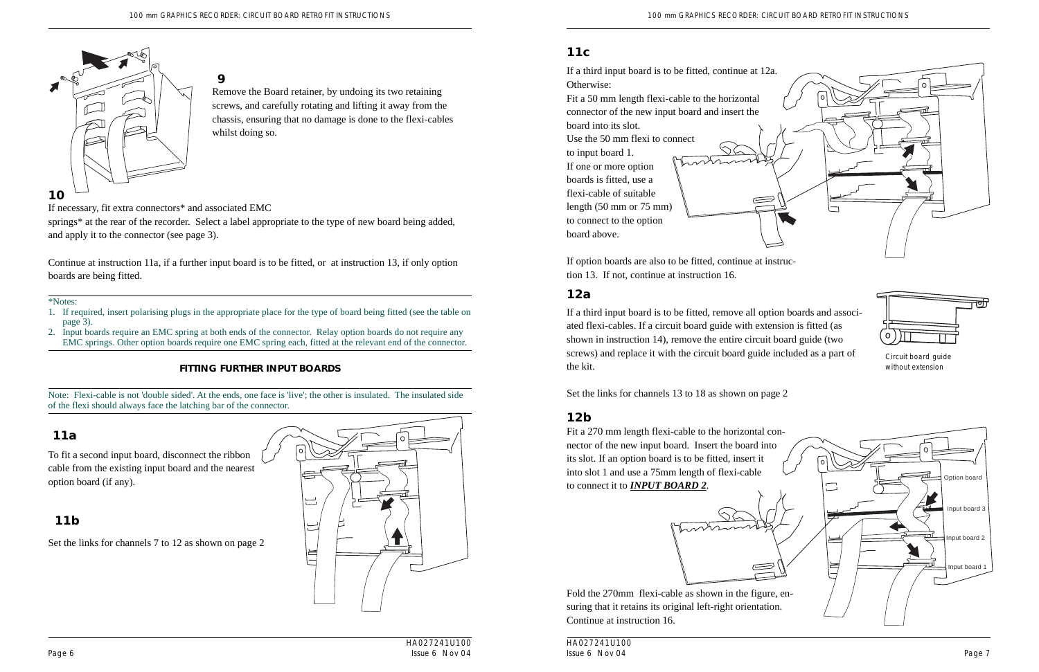## 9

Remove the Board retainer, by undoing its two retaining screws, and carefully rotating and lifting it away from the chassis, ensuring that no damage is done to the flexi-cables whilst doing so.

## 10

If necessary, fit extra connectors* and associated EMC springs* at the rear of the recorder. Select a label appropriate to the type of new board being added, and apply it to the connector (see page 3).

Continue at instruction 11a, if a further input board is to be fitted, or at instruction 13, if only option boards are being fitted.

*Notes:

1. If required, insert polarising plugs in the appropriate place for the type of board being fitted (see the table on page 3).
2. Input boards require an EMC spring at both ends of the connector. Relay option boards do not require any EMC springs. Other option boards require one EMC spring each, fitted at the relevant end of the connector.

### FITTING FURTHER INPUT BOARDS

Note: Flexi-cable is not 'double sided'. At the ends, one face is 'live'; the other is insulated. The insulated side of the flexi should always face the latching bar of the connector.

## 11a

To fit a second input board, disconnect the ribbon cable from the existing input board and the nearest option board (if any).

## 11b

Set the links for channels 7 to 12 as shown on page 2

## 11c

If a third input board is to be fitted, continue at 12a. Otherwise:

Fit a 50 mm length flexi-cable to the horizontal connector of the new input board and insert the board into its slot.

Use the 50 mm flexi to connect to input board 1.

If one or more option boards is fitted, use a flexi-cable of suitable length (50 mm or 75 mm) to connect to the option board above.

If option boards are also to be fitted, continue at instruction 13. If not, continue at instruction 16.

## 12a

If a third input board is to be fitted, remove all option boards and associated flexi-cables. If a circuit board guide with extension is fitted (as shown in instruction 14), remove the entire circuit board guide (two screws) and replace it with the circuit board guide included as a part of the kit.

Circuit board guide without extension

Set the links for channels 13 to 18 as shown on page 2

## 12b

Fit a 270 mm length flexi-cable to the horizontal connector of the new input board. Insert the board into its slot. If an option board is to be fitted, insert it into slot 1 and use a 75mm length of flexi-cable to connect it to ***INPUT BOARD 2***.

Option board
Input board 3
Input board 2
Input board 1

Fold the 270mm flexi-cable as shown in the figure, ensuring that it retains its original left-right orientation. Continue at instruction 16.